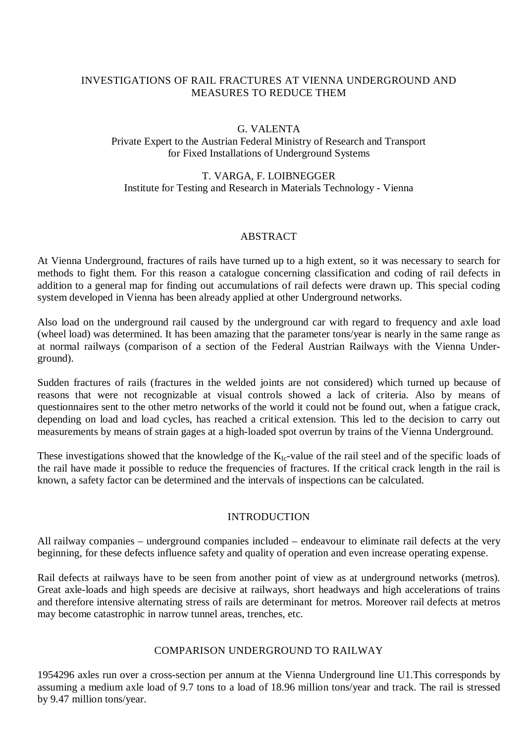# INVESTIGATIONS OF RAIL FRACTURES AT VIENNA UNDERGROUND AND MEASURES TO REDUCE THEM

G. VALENTA
Private Expert to the Austrian Federal Ministry of Research and Transport for Fixed Installations of Underground Systems

T. VARGA, F. LOIBNEGGER
Institute for Testing and Research in Materials Technology - Vienna

## ABSTRACT

At Vienna Underground, fractures of rails have turned up to a high extent, so it was necessary to search for methods to fight them. For this reason a catalogue concerning classification and coding of rail defects in addition to a general map for finding out accumulations of rail defects were drawn up. This special coding system developed in Vienna has been already applied at other Underground networks.

Also load on the underground rail caused by the underground car with regard to frequency and axle load (wheel load) was determined. It has been amazing that the parameter tons/year is nearly in the same range as at normal railways (comparison of a section of the Federal Austrian Railways with the Vienna Underground).

Sudden fractures of rails (fractures in the welded joints are not considered) which turned up because of reasons that were not recognizable at visual controls showed a lack of criteria. Also by means of questionnaires sent to the other metro networks of the world it could not be found out, when a fatigue crack, depending on load and load cycles, has reached a critical extension. This led to the decision to carry out measurements by means of strain gages at a high-loaded spot overrun by trains of the Vienna Underground.

These investigations showed that the knowledge of the $K_{Ic}$-value of the rail steel and of the specific loads of the rail have made it possible to reduce the frequencies of fractures. If the critical crack length in the rail is known, a safety factor can be determined and the intervals of inspections can be calculated.

## INTRODUCTION

All railway companies – underground companies included – endeavour to eliminate rail defects at the very beginning, for these defects influence safety and quality of operation and even increase operating expense.

Rail defects at railways have to be seen from another point of view as at underground networks (metros). Great axle-loads and high speeds are decisive at railways, short headways and high accelerations of trains and therefore intensive alternating stress of rails are determinant for metros. Moreover rail defects at metros may become catastrophic in narrow tunnel areas, trenches, etc.

## COMPARISON UNDERGROUND TO RAILWAY

1954296 axles run over a cross-section per annum at the Vienna Underground line U1.This corresponds by assuming a medium axle load of 9.7 tons to a load of 18.96 million tons/year and track. The rail is stressed by 9.47 million tons/year.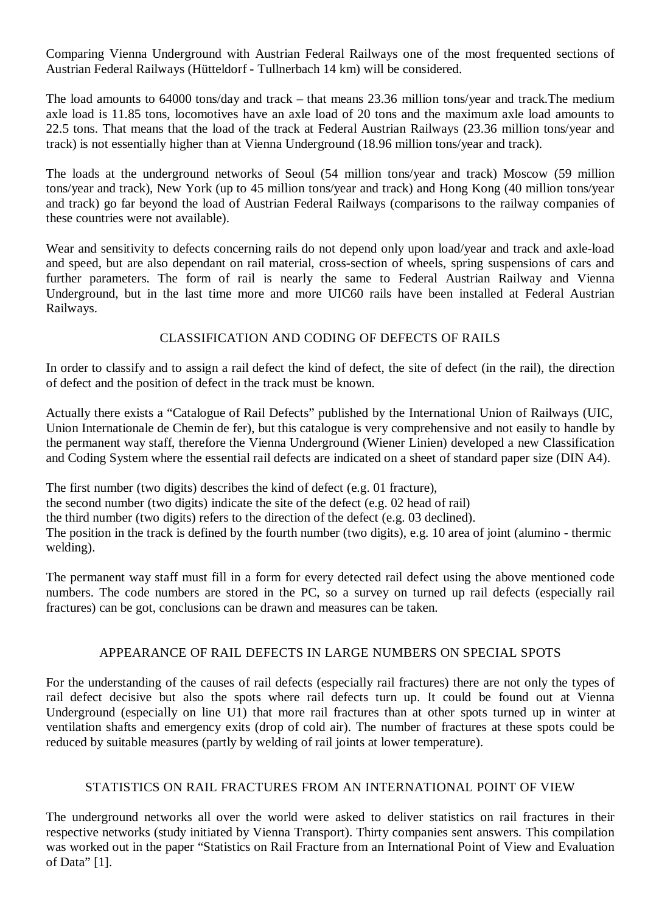Comparing Vienna Underground with Austrian Federal Railways one of the most frequented sections of Austrian Federal Railways (Hütteldorf - Tullnerbach 14 km) will be considered.

The load amounts to 64000 tons/day and track – that means 23.36 million tons/year and track.The medium axle load is 11.85 tons, locomotives have an axle load of 20 tons and the maximum axle load amounts to 22.5 tons. That means that the load of the track at Federal Austrian Railways (23.36 million tons/year and track) is not essentially higher than at Vienna Underground (18.96 million tons/year and track).

The loads at the underground networks of Seoul (54 million tons/year and track) Moscow (59 million tons/year and track), New York (up to 45 million tons/year and track) and Hong Kong (40 million tons/year and track) go far beyond the load of Austrian Federal Railways (comparisons to the railway companies of these countries were not available).

Wear and sensitivity to defects concerning rails do not depend only upon load/year and track and axle-load and speed, but are also dependant on rail material, cross-section of wheels, spring suspensions of cars and further parameters. The form of rail is nearly the same to Federal Austrian Railway and Vienna Underground, but in the last time more and more UIC60 rails have been installed at Federal Austrian Railways.

## CLASSIFICATION AND CODING OF DEFECTS OF RAILS

In order to classify and to assign a rail defect the kind of defect, the site of defect (in the rail), the direction of defect and the position of defect in the track must be known.

Actually there exists a "Catalogue of Rail Defects" published by the International Union of Railways (UIC, Union Internationale de Chemin de fer), but this catalogue is very comprehensive and not easily to handle by the permanent way staff, therefore the Vienna Underground (Wiener Linien) developed a new Classification and Coding System where the essential rail defects are indicated on a sheet of standard paper size (DIN A4).

The first number (two digits) describes the kind of defect (e.g. 01 fracture),
the second number (two digits) indicate the site of the defect (e.g. 02 head of rail)
the third number (two digits) refers to the direction of the defect (e.g. 03 declined).
The position in the track is defined by the fourth number (two digits), e.g. 10 area of joint (alumino - thermic welding).

The permanent way staff must fill in a form for every detected rail defect using the above mentioned code numbers. The code numbers are stored in the PC, so a survey on turned up rail defects (especially rail fractures) can be got, conclusions can be drawn and measures can be taken.

## APPEARANCE OF RAIL DEFECTS IN LARGE NUMBERS ON SPECIAL SPOTS

For the understanding of the causes of rail defects (especially rail fractures) there are not only the types of rail defect decisive but also the spots where rail defects turn up. It could be found out at Vienna Underground (especially on line U1) that more rail fractures than at other spots turned up in winter at ventilation shafts and emergency exits (drop of cold air). The number of fractures at these spots could be reduced by suitable measures (partly by welding of rail joints at lower temperature).

## STATISTICS ON RAIL FRACTURES FROM AN INTERNATIONAL POINT OF VIEW

The underground networks all over the world were asked to deliver statistics on rail fractures in their respective networks (study initiated by Vienna Transport). Thirty companies sent answers. This compilation was worked out in the paper "Statistics on Rail Fracture from an International Point of View and Evaluation of Data" [1].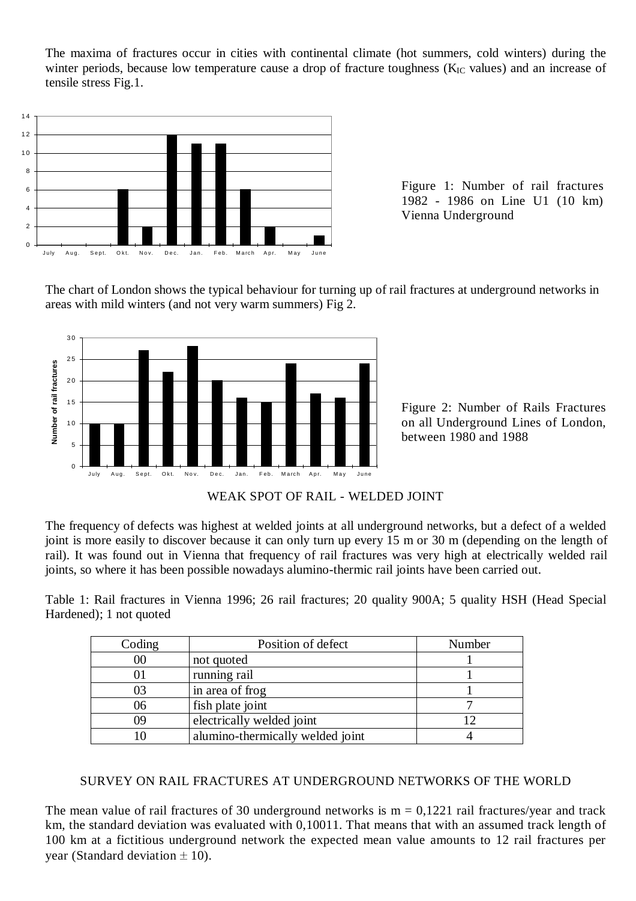The maxima of fractures occur in cities with continental climate (hot summers, cold winters) during the winter periods, because low temperature cause a drop of fracture toughness ($K_{IC}$ values) and an increase of tensile stress Fig.1.

Figure 1: Number of rail fractures 1982 - 1986 on Line U1 (10 km) Vienna Underground

The chart of London shows the typical behaviour for turning up of rail fractures at underground networks in areas with mild winters (and not very warm summers) Fig 2.

Figure 2: Number of Rails Fractures on all Underground Lines of London, between 1980 and 1988

## WEAK SPOT OF RAIL - WELDED JOINT

The frequency of defects was highest at welded joints at all underground networks, but a defect of a welded joint is more easily to discover because it can only turn up every 15 m or 30 m (depending on the length of rail). It was found out in Vienna that frequency of rail fractures was very high at electrically welded rail joints, so where it has been possible nowadays alumino-thermic rail joints have been carried out.

Table 1: Rail fractures in Vienna 1996; 26 rail fractures; 20 quality 900A; 5 quality HSH (Head Special Hardened); 1 not quoted

| Coding | Position of defect | Number |
|---|---|---|
| 00 | not quoted | 1 |
| 01 | running rail | 1 |
| 03 | in area of frog | 1 |
| 06 | fish plate joint | 7 |
| 09 | electrically welded joint | 12 |
| 10 | alumino-thermically welded joint | 4 |

## SURVEY ON RAIL FRACTURES AT UNDERGROUND NETWORKS OF THE WORLD

The mean value of rail fractures of 30 underground networks is $m = 0,1221$ rail fractures/year and track km, the standard deviation was evaluated with 0,10011. That means that with an assumed track length of 100 km at a fictitious underground network the expected mean value amounts to 12 rail fractures per year (Standard deviation $\pm$ 10).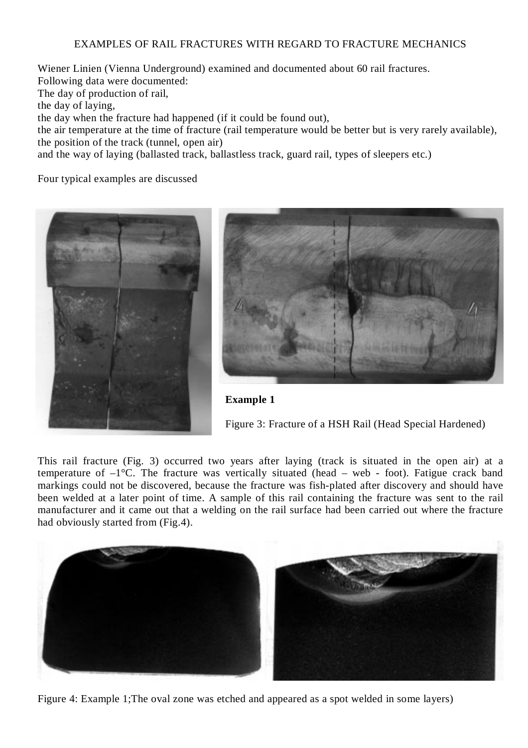EXAMPLES OF RAIL FRACTURES WITH REGARD TO FRACTURE MECHANICS

Wiener Linien (Vienna Underground) examined and documented about 60 rail fractures.
Following data were documented:
The day of production of rail,
the day of laying,
the day when the fracture had happened (if it could be found out),
the air temperature at the time of fracture (rail temperature would be better but is very rarely available),
the position of the track (tunnel, open air)
and the way of laying (ballasted track, ballastless track, guard rail, types of sleepers etc.)

Four typical examples are discussed

**Example 1**

Figure 3: Fracture of a HSH Rail (Head Special Hardened)

This rail fracture (Fig. 3) occurred two years after laying (track is situated in the open air) at a temperature of –1°C. The fracture was vertically situated (head – web - foot). Fatigue crack band markings could not be discovered, because the fracture was fish-plated after discovery and should have been welded at a later point of time. A sample of this rail containing the fracture was sent to the rail manufacturer and it came out that a welding on the rail surface had been carried out where the fracture had obviously started from (Fig.4).

Figure 4: Example 1;The oval zone was etched and appeared as a spot welded in some layers)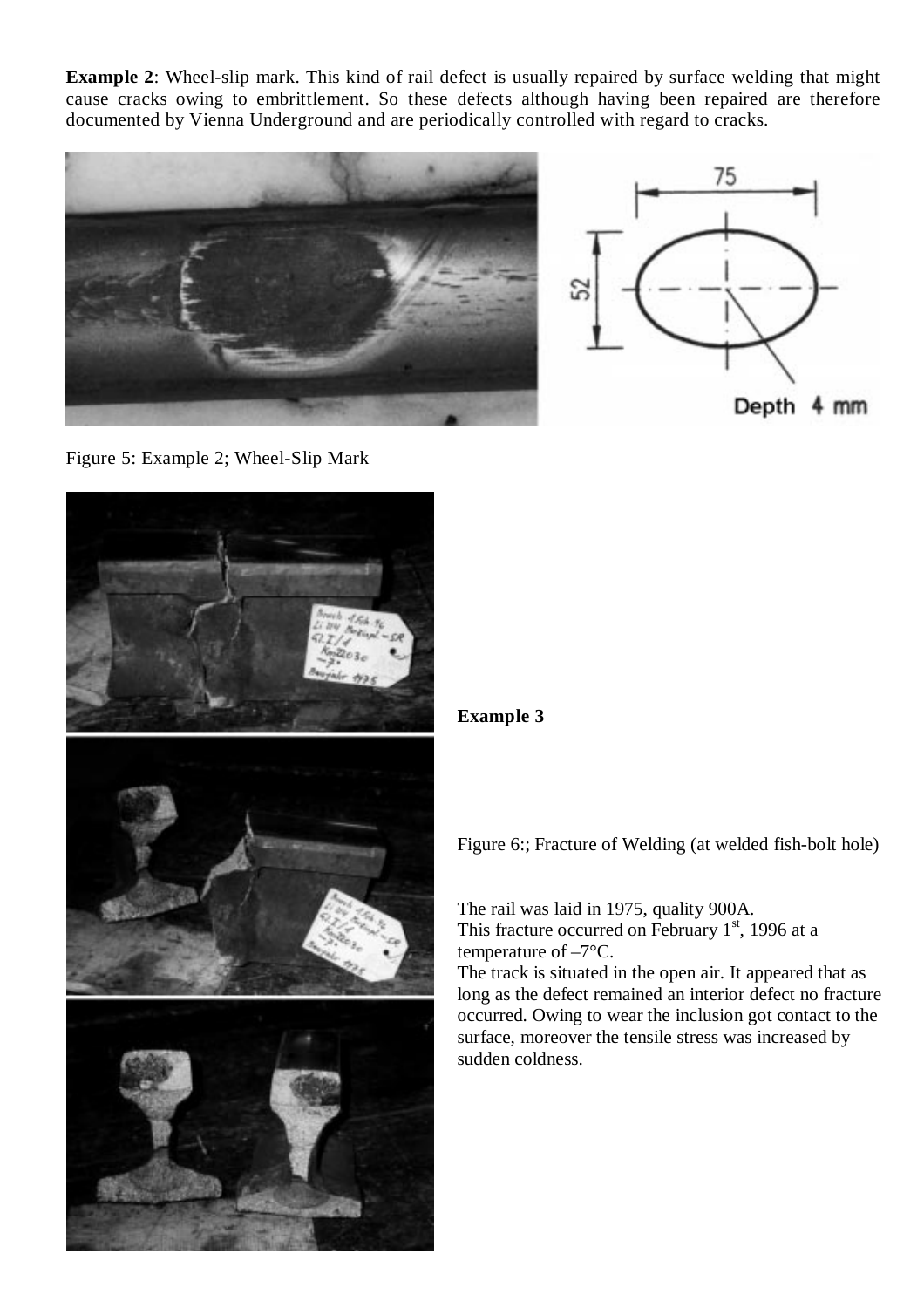**Example 2**: Wheel-slip mark. This kind of rail defect is usually repaired by surface welding that might cause cracks owing to embrittlement. So these defects although having been repaired are therefore documented by Vienna Underground and are periodically controlled with regard to cracks.

Figure 5: Example 2; Wheel-Slip Mark

**Example 3**

Figure 6:; Fracture of Welding (at welded fish-bolt hole)

The rail was laid in 1975, quality 900A.
This fracture occurred on February 1st, 1996 at a temperature of –7°C.
The track is situated in the open air. It appeared that as long as the defect remained an interior defect no fracture occurred. Owing to wear the inclusion got contact to the surface, moreover the tensile stress was increased by sudden coldness.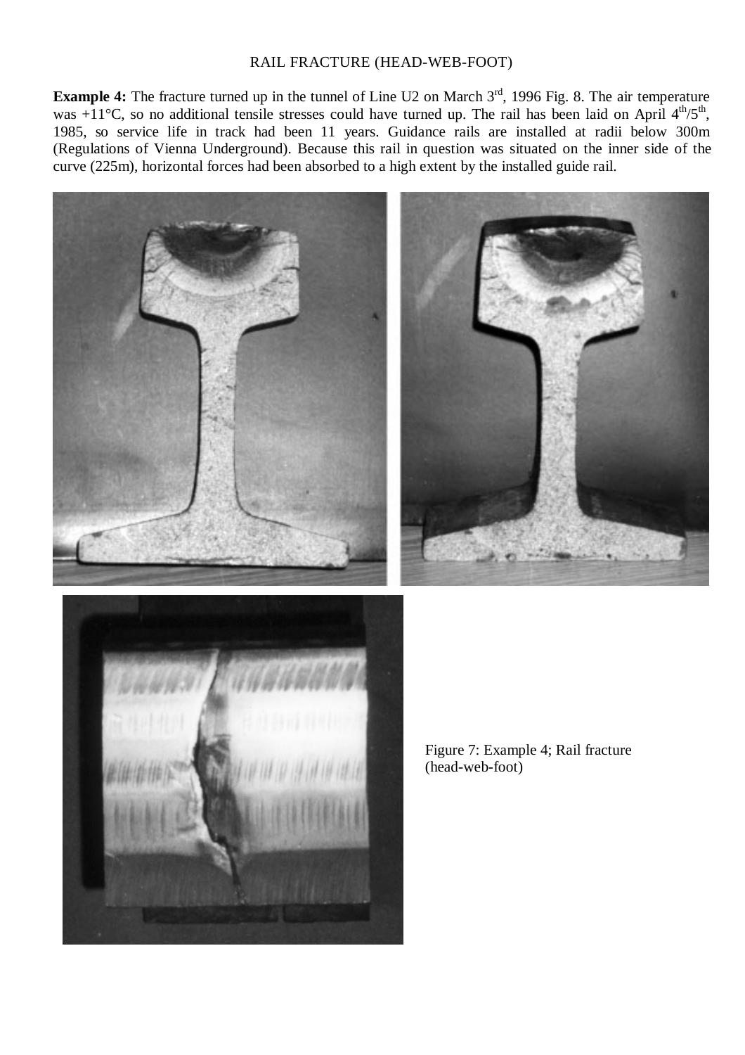RAIL FRACTURE (HEAD-WEB-FOOT)

**Example 4:** The fracture turned up in the tunnel of Line U2 on March 3rd, 1996 Fig. 8. The air temperature was +11°C, so no additional tensile stresses could have turned up. The rail has been laid on April 4th/5th, 1985, so service life in track had been 11 years. Guidance rails are installed at radii below 300m (Regulations of Vienna Underground). Because this rail in question was situated on the inner side of the curve (225m), horizontal forces had been absorbed to a high extent by the installed guide rail.

Figure 7: Example 4; Rail fracture (head-web-foot)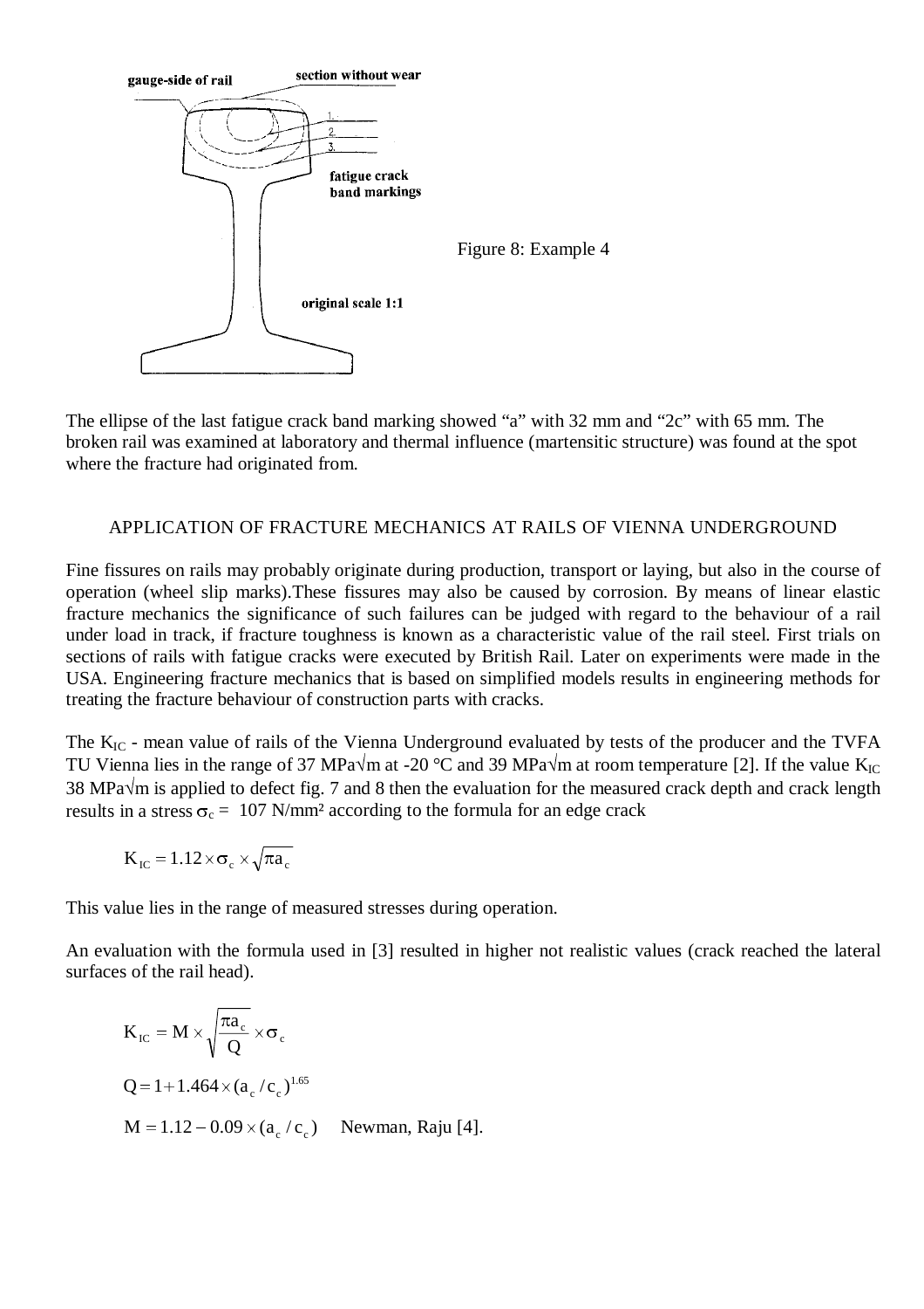Figure 8: Example 4

The ellipse of the last fatigue crack band marking showed "a" with 32 mm and "2c" with 65 mm. The broken rail was examined at laboratory and thermal influence (martensitic structure) was found at the spot where the fracture had originated from.

## APPLICATION OF FRACTURE MECHANICS AT RAILS OF VIENNA UNDERGROUND

Fine fissures on rails may probably originate during production, transport or laying, but also in the course of operation (wheel slip marks).These fissures may also be caused by corrosion. By means of linear elastic fracture mechanics the significance of such failures can be judged with regard to the behaviour of a rail under load in track, if fracture toughness is known as a characteristic value of the rail steel. First trials on sections of rails with fatigue cracks were executed by British Rail. Later on experiments were made in the USA. Engineering fracture mechanics that is based on simplified models results in engineering methods for treating the fracture behaviour of construction parts with cracks.

The $K_{IC}$ - mean value of rails of the Vienna Underground evaluated by tests of the producer and the TVFA TU Vienna lies in the range of 37 MPa√m at -20 °C and 39 MPa√m at room temperature [2]. If the value $K_{IC}$ 38 MPa√m is applied to defect fig. 7 and 8 then the evaluation for the measured crack depth and crack length results in a stress $\sigma_c =$ 107 N/mm² according to the formula for an edge crack

$$K_{IC} = 1.12 \times \sigma_c \times \sqrt{\pi a_c}$$

This value lies in the range of measured stresses during operation.

An evaluation with the formula used in [3] resulted in higher not realistic values (crack reached the lateral surfaces of the rail head).

$$K_{IC} = M \times \sqrt{\frac{\pi a_c}{Q}} \times \sigma_c$$

$$Q = 1 + 1.464 \times (a_c / c_c)^{1.65}$$

$$M = 1.12 - 0.09 \times (a_c / c_c)$$ Newman, Raju [4].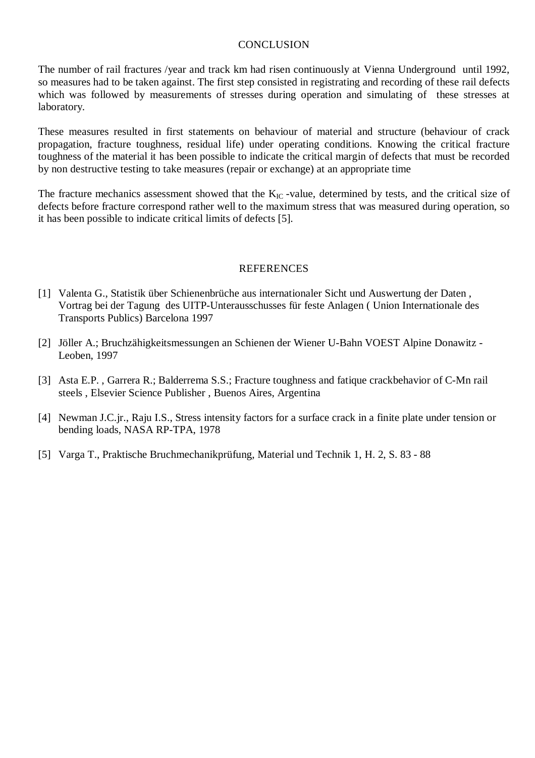## CONCLUSION

The number of rail fractures /year and track km had risen continuously at Vienna Underground until 1992, so measures had to be taken against. The first step consisted in registrating and recording of these rail defects which was followed by measurements of stresses during operation and simulating of these stresses at laboratory.

These measures resulted in first statements on behaviour of material and structure (behaviour of crack propagation, fracture toughness, residual life) under operating conditions. Knowing the critical fracture toughness of the material it has been possible to indicate the critical margin of defects that must be recorded by non destructive testing to take measures (repair or exchange) at an appropriate time

The fracture mechanics assessment showed that the $K_{IC}$ -value, determined by tests, and the critical size of defects before fracture correspond rather well to the maximum stress that was measured during operation, so it has been possible to indicate critical limits of defects [5].

## REFERENCES

[1] Valenta G., Statistik über Schienenbrüche aus internationaler Sicht und Auswertung der Daten , Vortrag bei der Tagung des UITP-Unterausschusses für feste Anlagen ( Union Internationale des Transports Publics) Barcelona 1997

[2] Jöller A.; Bruchzähigkeitsmessungen an Schienen der Wiener U-Bahn VOEST Alpine Donawitz - Leoben, 1997

[3] Asta E.P. , Garrera R.; Balderrema S.S.; Fracture toughness and fatique crackbehavior of C-Mn rail steels , Elsevier Science Publisher , Buenos Aires, Argentina

[4] Newman J.C.jr., Raju I.S., Stress intensity factors for a surface crack in a finite plate under tension or bending loads, NASA RP-TPA, 1978

[5] Varga T., Praktische Bruchmechanikprüfung, Material und Technik 1, H. 2, S. 83 - 88